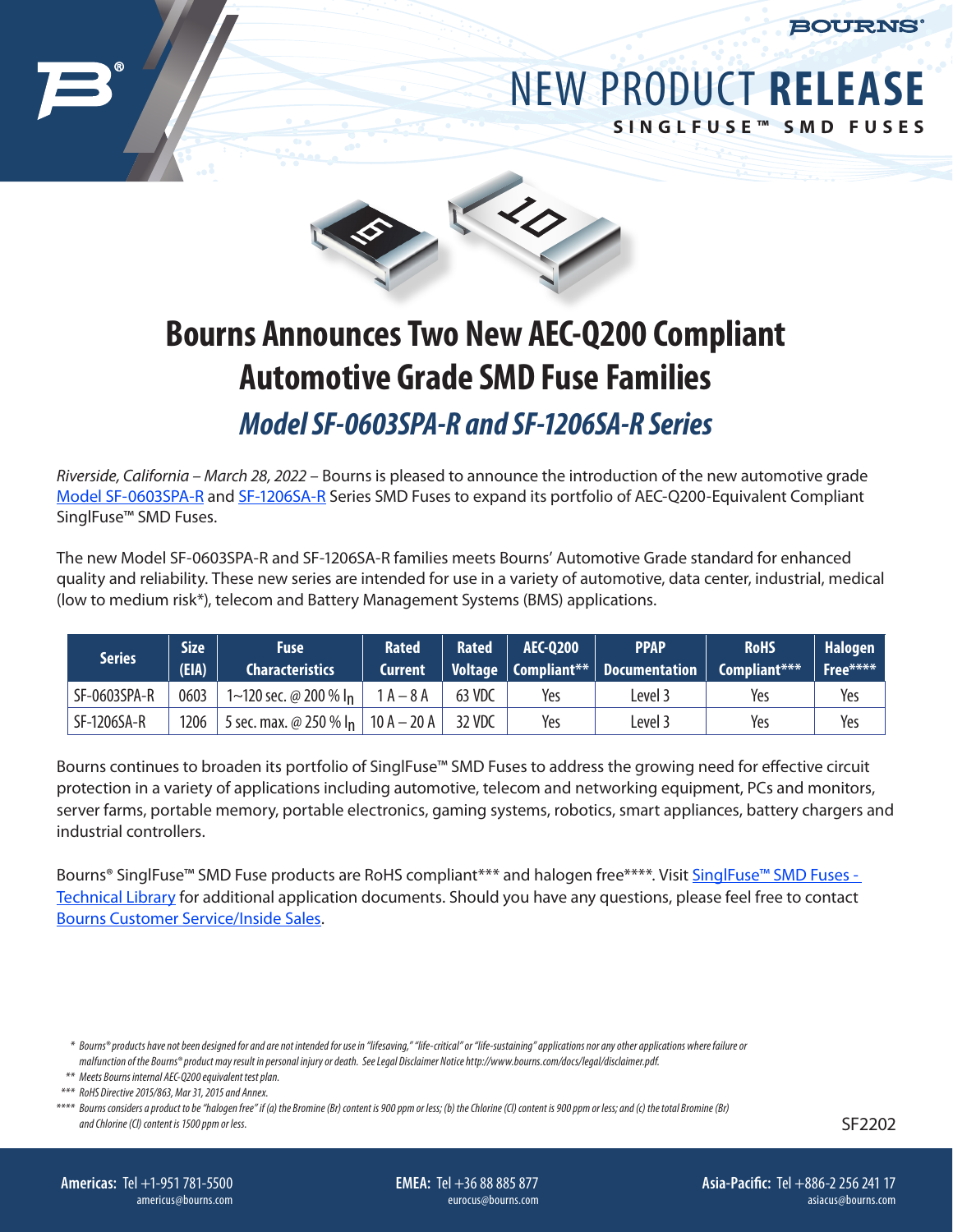# NEW PRODUCT RELEASE

**SINGLFUSE™ SMD FUSES**

# Bourns Announces Two New AEC-Q200 Compliant Automotive Grade SMD Fuse Families

## *Model SF-0603SPA-R and SF-1206SA-R Series*

*Riverside, California – March 28, 2022* – Bourns is pleased to announce the introduction of the new automotive grade Model SF-0603SPA-R and SF-1206SA-R Series SMD Fuses to expand its portfolio of AEC-Q200-Equivalent Compliant SinglFuse™ SMD Fuses.

The new Model SF-0603SPA-R and SF-1206SA-R families meets Bourns' Automotive Grade standard for enhanced quality and reliability. These new series are intended for use in a variety of automotive, data center, industrial, medical (low to medium risk*), telecom and Battery Management Systems (BMS) applications.

| Series | Size (EIA) | Fuse Characteristics | Rated Current | Rated Voltage | AEC-Q200 Compliant** | PPAP Documentation | RoHS Compliant*** | Halogen Free**** |
|---|---|---|---|---|---|---|---|---|
| SF-0603SPA-R | 0603 | 1~120 sec. @ 200 % $I_n$ | 1 A – 8 A | 63 VDC | Yes | Level 3 | Yes | Yes |
| SF-1206SA-R | 1206 | 5 sec. max. @ 250 % $I_n$ | 10 A – 20 A | 32 VDC | Yes | Level 3 | Yes | Yes |

Bourns continues to broaden its portfolio of SinglFuse™ SMD Fuses to address the growing need for effective circuit protection in a variety of applications including automotive, telecom and networking equipment, PCs and monitors, server farms, portable memory, portable electronics, gaming systems, robotics, smart appliances, battery chargers and industrial controllers.

Bourns® SinglFuse™ SMD Fuse products are RoHS compliant*** and halogen free****. Visit SinglFuse™ SMD Fuses - Technical Library for additional application documents. Should you have any questions, please feel free to contact Bourns Customer Service/Inside Sales.

\* *Bourns® products have not been designed for and are not intended for use in "lifesaving," "life-critical" or "life-sustaining" applications nor any other applications where failure or malfunction of the Bourns® product may result in personal injury or death. See Legal Disclaimer Notice http://www.bourns.com/docs/legal/disclaimer.pdf.*

** *Meets Bourns internal AEC-Q200 equivalent test plan.*

*** *RoHS Directive 2015/863, Mar 31, 2015 and Annex.*

**** *Bourns considers a product to be "halogen free" if (a) the Bromine (Br) content is 900 ppm or less; (b) the Chlorine (Cl) content is 900 ppm or less; and (c) the total Bromine (Br) and Chlorine (Cl) content is 1500 ppm or less.*

SF2202

**Americas:** Tel +1-951 781-5500 americus@bourns.com

**EMEA:** Tel +36 88 885 877 eurocus@bourns.com

**Asia-Pacific:** Tel +886-2 256 241 17 asiacus@bourns.com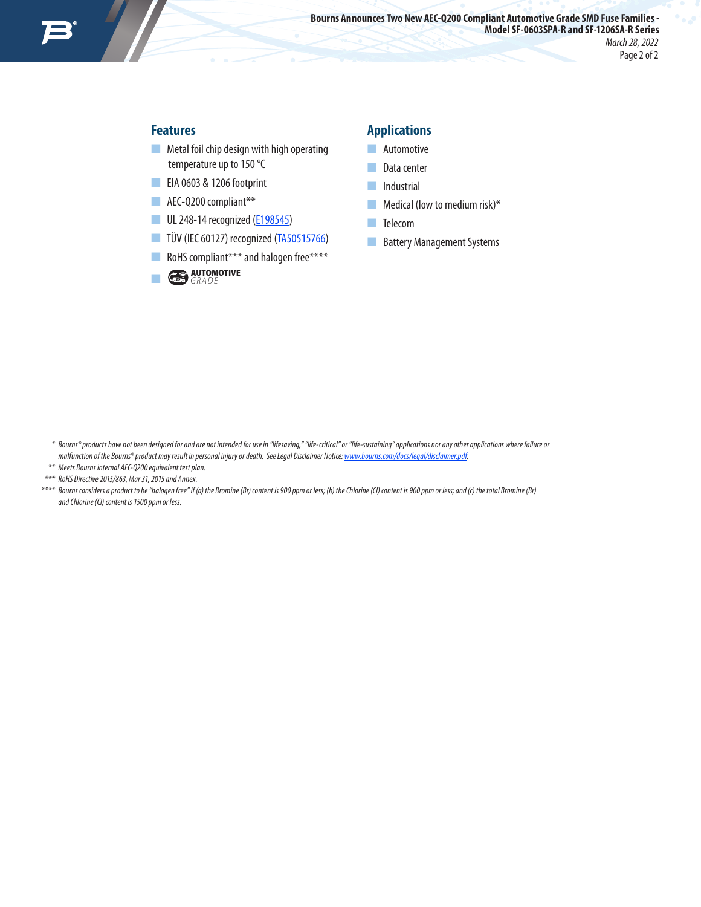## Features

- Metal foil chip design with high operating temperature up to 150 °C
- EIA 0603 & 1206 footprint
- AEC-Q200 compliant**
- UL 248-14 recognized (E198545)
- TÜV (IEC 60127) recognized (TA50515766)
- RoHS compliant*** and halogen free****
- AUTOMOTIVE GRADE

## Applications

- Automotive
- Data center
- Industrial
- Medical (low to medium risk)*
- Telecom
- Battery Management Systems

*\* Bourns® products have not been designed for and are not intended for use in "lifesaving," "life-critical" or "life-sustaining" applications nor any other applications where failure or malfunction of the Bourns® product may result in personal injury or death. See Legal Disclaimer Notice: www.bourns.com/docs/legal/disclaimer.pdf.*

*\*\* Meets Bourns internal AEC-Q200 equivalent test plan.*

*\*\*\* RoHS Directive 2015/863, Mar 31, 2015 and Annex.*

*\*\*\*\* Bourns considers a product to be "halogen free" if (a) the Bromine (Br) content is 900 ppm or less; (b) the Chlorine (Cl) content is 900 ppm or less; and (c) the total Bromine (Br) and Chlorine (Cl) content is 1500 ppm or less.*